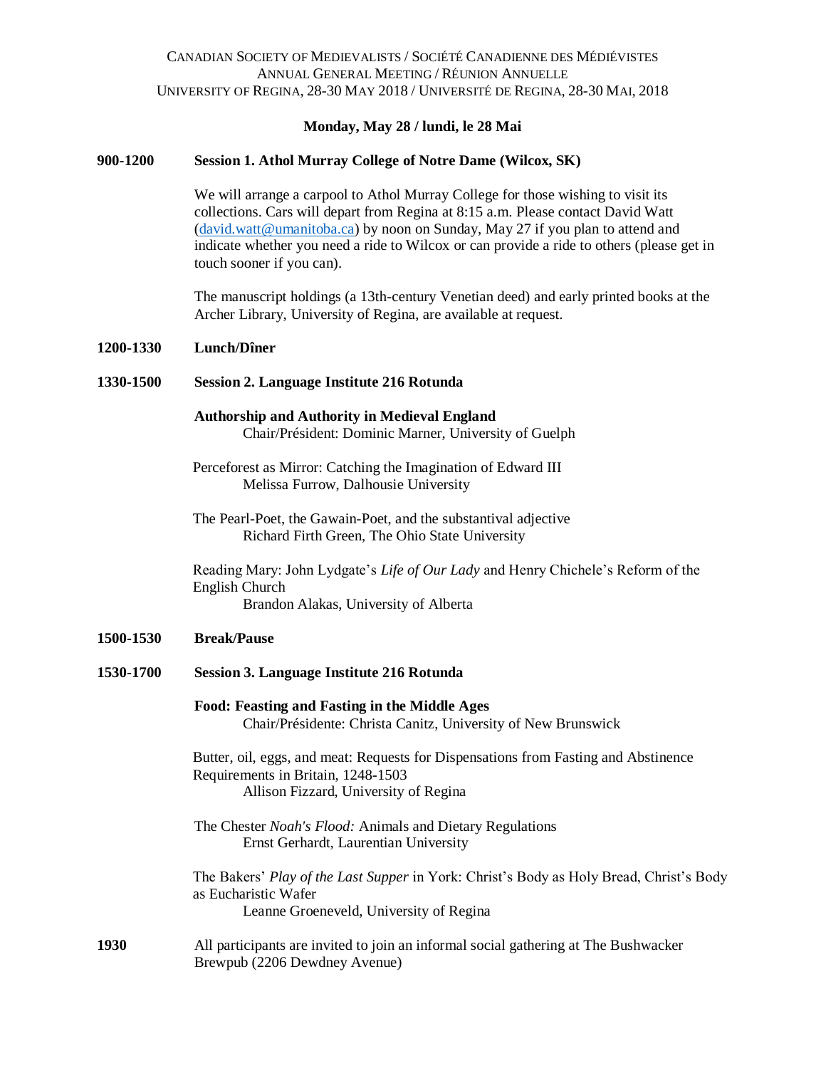CANADIAN SOCIETY OF MEDIEVALISTS / SOCIÉTÉ CANADIENNE DES MÉDIÉVISTES
ANNUAL GENERAL MEETING / RÉUNION ANNUELLE
UNIVERSITY OF REGINA, 28-30 MAY 2018 / UNIVERSITÉ DE REGINA, 28-30 MAI, 2018

**Monday, May 28 / lundi, le 28 Mai**

**900-1200** **Session 1. Athol Murray College of Notre Dame (Wilcox, SK)**

We will arrange a carpool to Athol Murray College for those wishing to visit its collections. Cars will depart from Regina at 8:15 a.m. Please contact David Watt (david.watt@umanitoba.ca) by noon on Sunday, May 27 if you plan to attend and indicate whether you need a ride to Wilcox or can provide a ride to others (please get in touch sooner if you can).

The manuscript holdings (a 13th-century Venetian deed) and early printed books at the Archer Library, University of Regina, are available at request.

**1200-1330** **Lunch/Dîner**

**1330-1500** **Session 2. Language Institute 216 Rotunda**

**Authorship and Authority in Medieval England**
Chair/Président: Dominic Marner, University of Guelph

Perceforest as Mirror: Catching the Imagination of Edward III
Melissa Furrow, Dalhousie University

The Pearl-Poet, the Gawain-Poet, and the substantival adjective
Richard Firth Green, The Ohio State University

Reading Mary: John Lydgate's *Life of Our Lady* and Henry Chichele's Reform of the English Church
Brandon Alakas, University of Alberta

**1500-1530** **Break/Pause**

**1530-1700** **Session 3. Language Institute 216 Rotunda**

**Food: Feasting and Fasting in the Middle Ages**
Chair/Présidente: Christa Canitz, University of New Brunswick

Butter, oil, eggs, and meat: Requests for Dispensations from Fasting and Abstinence Requirements in Britain, 1248-1503
Allison Fizzard, University of Regina

The Chester *Noah's Flood:* Animals and Dietary Regulations
Ernst Gerhardt, Laurentian University

The Bakers' *Play of the Last Supper* in York: Christ's Body as Holy Bread, Christ's Body as Eucharistic Wafer
Leanne Groeneveld, University of Regina

**1930** All participants are invited to join an informal social gathering at The Bushwacker Brewpub (2206 Dewdney Avenue)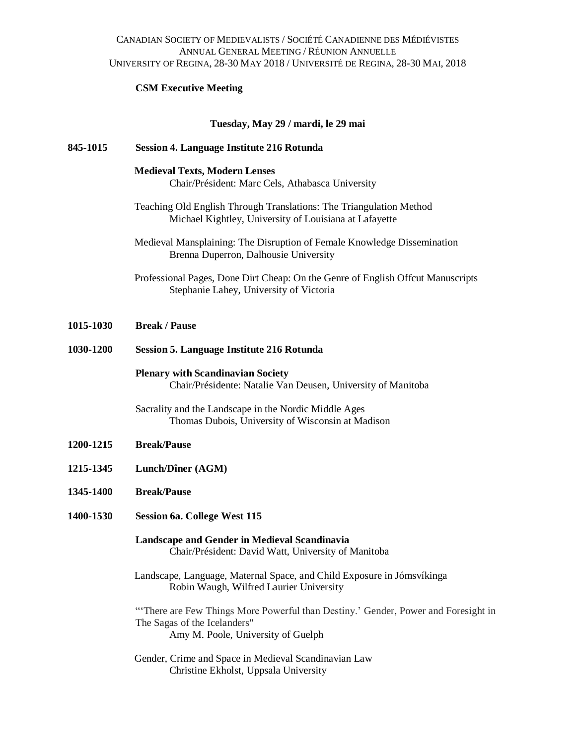**CSM Executive Meeting**

**Tuesday, May 29 / mardi, le 29 mai**

**845-1015 Session 4. Language Institute 216 Rotunda**

**Medieval Texts, Modern Lenses**
Chair/Président: Marc Cels, Athabasca University

Teaching Old English Through Translations: The Triangulation Method
Michael Kightley, University of Louisiana at Lafayette

Medieval Mansplaining: The Disruption of Female Knowledge Dissemination
Brenna Duperron, Dalhousie University

Professional Pages, Done Dirt Cheap: On the Genre of English Offcut Manuscripts
Stephanie Lahey, University of Victoria

**1015-1030 Break / Pause**

**1030-1200 Session 5. Language Institute 216 Rotunda**

**Plenary with Scandinavian Society**
Chair/Présidente: Natalie Van Deusen, University of Manitoba

Sacrality and the Landscape in the Nordic Middle Ages
Thomas Dubois, University of Wisconsin at Madison

**1200-1215 Break/Pause**

**1215-1345 Lunch/Dîner (AGM)**

**1345-1400 Break/Pause**

**1400-1530 Session 6a. College West 115**

**Landscape and Gender in Medieval Scandinavia**
Chair/Président: David Watt, University of Manitoba

Landscape, Language, Maternal Space, and Child Exposure in Jómsvíkinga
Robin Waugh, Wilfred Laurier University

"'There are Few Things More Powerful than Destiny.' Gender, Power and Foresight in The Sagas of the Icelanders"
Amy M. Poole, University of Guelph

Gender, Crime and Space in Medieval Scandinavian Law
Christine Ekholst, Uppsala University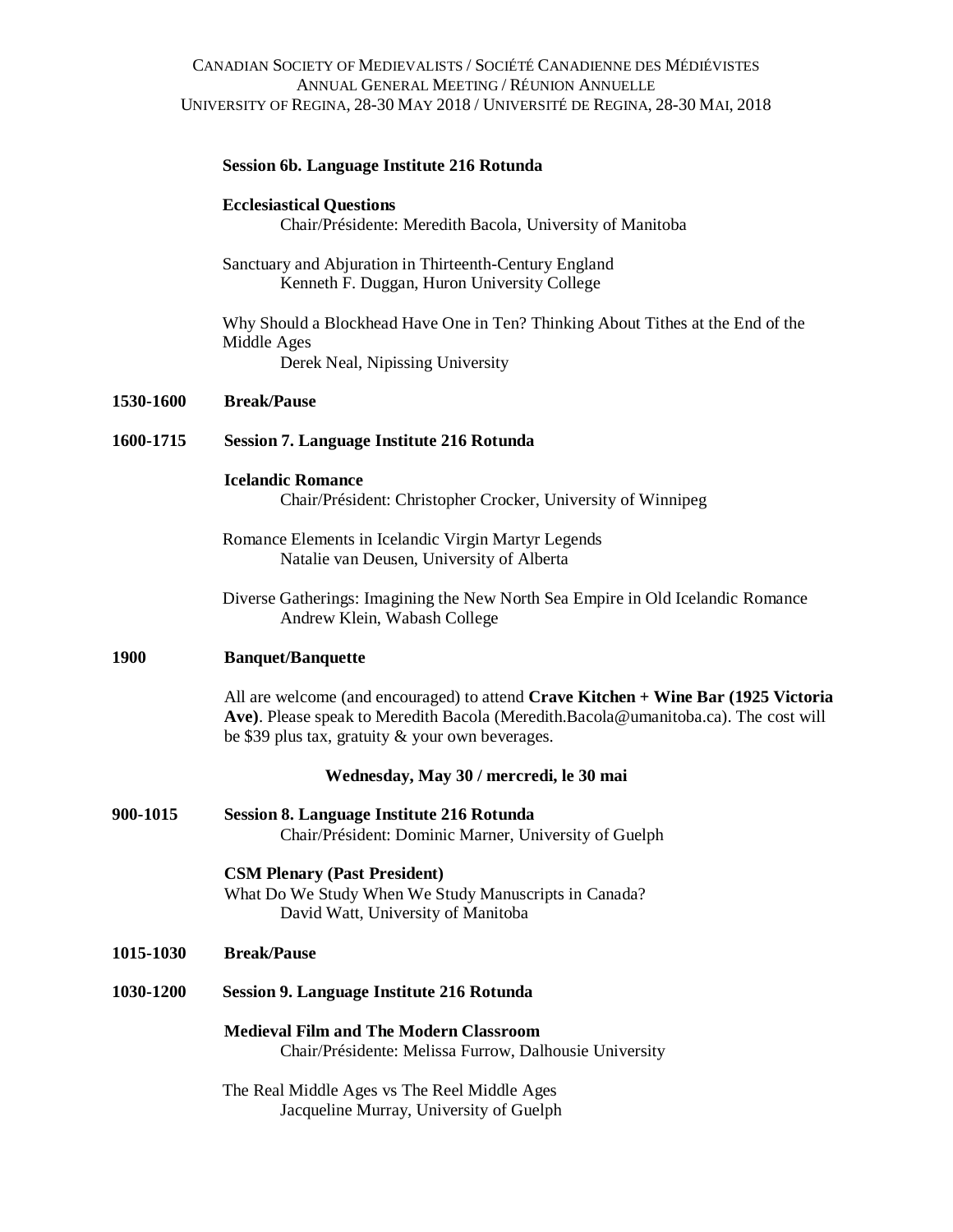**Session 6b. Language Institute 216 Rotunda**

**Ecclesiastical Questions**
Chair/Présidente: Meredith Bacola, University of Manitoba

Sanctuary and Abjuration in Thirteenth-Century England
Kenneth F. Duggan, Huron University College

Why Should a Blockhead Have One in Ten? Thinking About Tithes at the End of the Middle Ages
Derek Neal, Nipissing University

**1530-1600** **Break/Pause**

**1600-1715** **Session 7. Language Institute 216 Rotunda**

**Icelandic Romance**
Chair/Président: Christopher Crocker, University of Winnipeg

Romance Elements in Icelandic Virgin Martyr Legends
Natalie van Deusen, University of Alberta

Diverse Gatherings: Imagining the New North Sea Empire in Old Icelandic Romance
Andrew Klein, Wabash College

**1900** **Banquet/Banquette**

All are welcome (and encouraged) to attend **Crave Kitchen + Wine Bar (1925 Victoria Ave)**. Please speak to Meredith Bacola (Meredith.Bacola@umanitoba.ca). The cost will be $39 plus tax, gratuity & your own beverages.

**Wednesday, May 30 / mercredi, le 30 mai**

**900-1015** **Session 8. Language Institute 216 Rotunda**
Chair/Président: Dominic Marner, University of Guelph

**CSM Plenary (Past President)**
What Do We Study When We Study Manuscripts in Canada?
David Watt, University of Manitoba

**1015-1030** **Break/Pause**

**1030-1200** **Session 9. Language Institute 216 Rotunda**

**Medieval Film and The Modern Classroom**
Chair/Présidente: Melissa Furrow, Dalhousie University

The Real Middle Ages vs The Reel Middle Ages
Jacqueline Murray, University of Guelph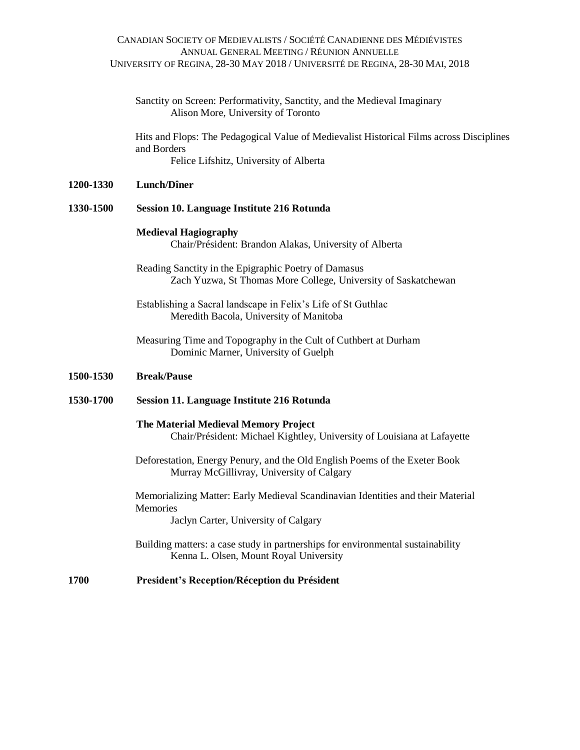Sanctity on Screen: Performativity, Sanctity, and the Medieval Imaginary
Alison More, University of Toronto

Hits and Flops: The Pedagogical Value of Medievalist Historical Films across Disciplines and Borders
Felice Lifshitz, University of Alberta

**1200-1330 Lunch/Dîner**

**1330-1500 Session 10. Language Institute 216 Rotunda**

**Medieval Hagiography**
Chair/Président: Brandon Alakas, University of Alberta

Reading Sanctity in the Epigraphic Poetry of Damasus
Zach Yuzwa, St Thomas More College, University of Saskatchewan

Establishing a Sacral landscape in Felix's Life of St Guthlac
Meredith Bacola, University of Manitoba

Measuring Time and Topography in the Cult of Cuthbert at Durham
Dominic Marner, University of Guelph

**1500-1530 Break/Pause**

**1530-1700 Session 11. Language Institute 216 Rotunda**

**The Material Medieval Memory Project**
Chair/Président: Michael Kightley, University of Louisiana at Lafayette

Deforestation, Energy Penury, and the Old English Poems of the Exeter Book
Murray McGillivray, University of Calgary

Memorializing Matter: Early Medieval Scandinavian Identities and their Material Memories
Jaclyn Carter, University of Calgary

Building matters: a case study in partnerships for environmental sustainability
Kenna L. Olsen, Mount Royal University

**1700 President's Reception/Réception du Président**